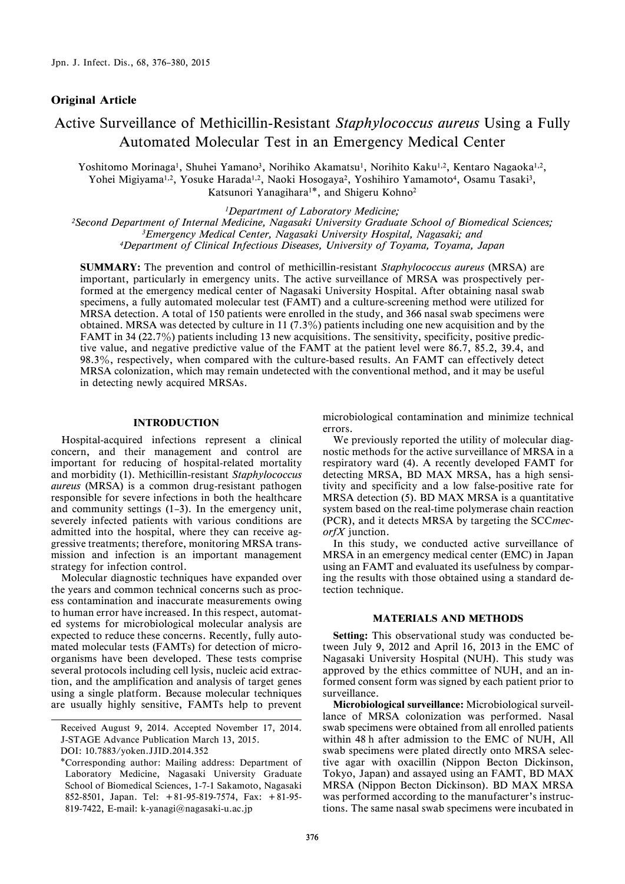## Original Article

# Active Surveillance of Methicillin-Resistant *Staphylococcus aureus* Using a Fully Automated Molecular Test in an Emergency Medical Center

Yoshitomo Morinaga[1], Shuhei Yamano[3], Norihiko Akamatsu[1], Norihito Kaku[1,2], Kentaro Nagaoka[1,2], Yohei Migiyama[1,2], Yosuke Harada[1,2], Naoki Hosogaya[2], Yoshihiro Yamamoto[4], Osamu Tasaki[3], Katsunori Yanagihara[1]*, and Shigeru Kohno[2]

[1]*Department of Laboratory Medicine;*
[2]*Second Department of Internal Medicine, Nagasaki University Graduate School of Biomedical Sciences;*
[3]*Emergency Medical Center, Nagasaki University Hospital, Nagasaki; and*
[4]*Department of Clinical Infectious Diseases, University of Toyama, Toyama, Japan*

**SUMMARY:** The prevention and control of methicillin-resistant *Staphylococcus aureus* (MRSA) are important, particularly in emergency units. The active surveillance of MRSA was prospectively performed at the emergency medical center of Nagasaki University Hospital. After obtaining nasal swab specimens, a fully automated molecular test (FAMT) and a culture-screening method were utilized for MRSA detection. A total of 150 patients were enrolled in the study, and 366 nasal swab specimens were obtained. MRSA was detected by culture in 11 (7.3%) patients including one new acquisition and by the FAMT in 34 (22.7%) patients including 13 new acquisitions. The sensitivity, specificity, positive predictive value, and negative predictive value of the FAMT at the patient level were 86.7, 85.2, 39.4, and 98.3%, respectively, when compared with the culture-based results. An FAMT can effectively detect MRSA colonization, which may remain undetected with the conventional method, and it may be useful in detecting newly acquired MRSAs.

## INTRODUCTION

Hospital-acquired infections represent a clinical concern, and their management and control are important for reducing of hospital-related mortality and morbidity (1). Methicillin-resistant *Staphylococcus aureus* (MRSA) is a common drug-resistant pathogen responsible for severe infections in both the healthcare and community settings (1–3). In the emergency unit, severely infected patients with various conditions are admitted into the hospital, where they can receive aggressive treatments; therefore, monitoring MRSA transmission and infection is an important management strategy for infection control.

Molecular diagnostic techniques have expanded over the years and common technical concerns such as process contamination and inaccurate measurements owing to human error have increased. In this respect, automated systems for microbiological molecular analysis are expected to reduce these concerns. Recently, fully automated molecular tests (FAMTs) for detection of microorganisms have been developed. These tests comprise several protocols including cell lysis, nucleic acid extraction, and the amplification and analysis of target genes using a single platform. Because molecular techniques are usually highly sensitive, FAMTs help to prevent microbiological contamination and minimize technical errors.

We previously reported the utility of molecular diagnostic methods for the active surveillance of MRSA in a respiratory ward (4). A recently developed FAMT for detecting MRSA, BD MAX MRSA, has a high sensitivity and specificity and a low false-positive rate for MRSA detection (5). BD MAX MRSA is a quantitative system based on the real-time polymerase chain reaction (PCR), and it detects MRSA by targeting the SCC*mec*-*orfX* junction.

In this study, we conducted active surveillance of MRSA in an emergency medical center (EMC) in Japan using an FAMT and evaluated its usefulness by comparing the results with those obtained using a standard detection technique.

## MATERIALS AND METHODS

**Setting:** This observational study was conducted between July 9, 2012 and April 16, 2013 in the EMC of Nagasaki University Hospital (NUH). This study was approved by the ethics committee of NUH, and an informed consent form was signed by each patient prior to surveillance.

**Microbiological surveillance:** Microbiological surveillance of MRSA colonization was performed. Nasal swab specimens were obtained from all enrolled patients within 48 h after admission to the EMC of NUH, All swab specimens were plated directly onto MRSA selective agar with oxacillin (Nippon Becton Dickinson, Tokyo, Japan) and assayed using an FAMT, BD MAX MRSA (Nippon Becton Dickinson). BD MAX MRSA was performed according to the manufacturer's instructions. The same nasal swab specimens were incubated in

Received August 9, 2014. Accepted November 17, 2014.
J-STAGE Advance Publication March 13, 2015.
DOI: 10.7883/yoken.JJID.2014.352
*Corresponding author: Mailing address: Department of Laboratory Medicine, Nagasaki University Graduate School of Biomedical Sciences, 1-7-1 Sakamoto, Nagasaki 852-8501, Japan. Tel: +81-95-819-7574, Fax: +81-95-819-7422, E-mail: k-yanagi@nagasaki-u.ac.jp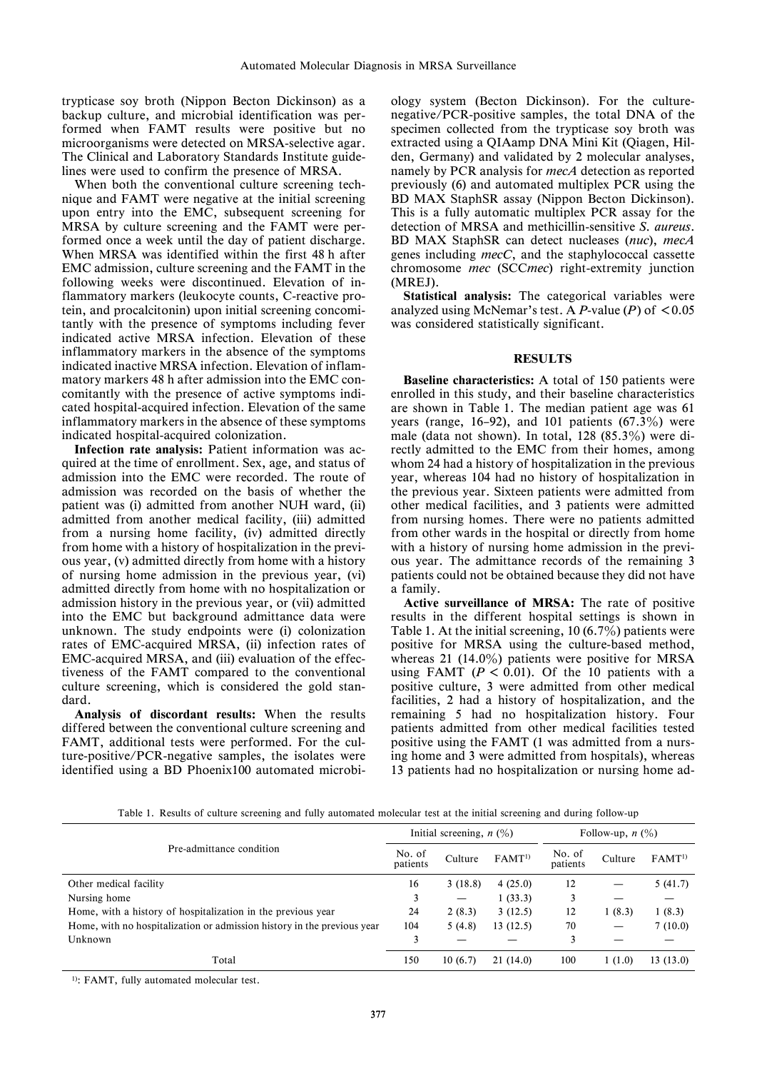trypticase soy broth (Nippon Becton Dickinson) as a backup culture, and microbial identification was performed when FAMT results were positive but no microorganisms were detected on MRSA-selective agar. The Clinical and Laboratory Standards Institute guidelines were used to confirm the presence of MRSA.

When both the conventional culture screening technique and FAMT were negative at the initial screening upon entry into the EMC, subsequent screening for MRSA by culture screening and the FAMT were performed once a week until the day of patient discharge. When MRSA was identified within the first 48 h after EMC admission, culture screening and the FAMT in the following weeks were discontinued. Elevation of inflammatory markers (leukocyte counts, C-reactive protein, and procalcitonin) upon initial screening concomitantly with the presence of symptoms including fever indicated active MRSA infection. Elevation of these inflammatory markers in the absence of the symptoms indicated inactive MRSA infection. Elevation of inflammatory markers 48 h after admission into the EMC concomitantly with the presence of active symptoms indicated hospital-acquired infection. Elevation of the same inflammatory markers in the absence of these symptoms indicated hospital-acquired colonization.

**Infection rate analysis:** Patient information was acquired at the time of enrollment. Sex, age, and status of admission into the EMC were recorded. The route of admission was recorded on the basis of whether the patient was (i) admitted from another NUH ward, (ii) admitted from another medical facility, (iii) admitted from a nursing home facility, (iv) admitted directly from home with a history of hospitalization in the previous year, (v) admitted directly from home with a history of nursing home admission in the previous year, (vi) admitted directly from home with no hospitalization or admission history in the previous year, or (vii) admitted into the EMC but background admittance data were unknown. The study endpoints were (i) colonization rates of EMC-acquired MRSA, (ii) infection rates of EMC-acquired MRSA, and (iii) evaluation of the effectiveness of the FAMT compared to the conventional culture screening, which is considered the gold standard.

**Analysis of discordant results:** When the results differed between the conventional culture screening and FAMT, additional tests were performed. For the culture-positive/PCR-negative samples, the isolates were identified using a BD Phoenix100 automated microbiology system (Becton Dickinson). For the culture-negative/PCR-positive samples, the total DNA of the specimen collected from the trypticase soy broth was extracted using a QIAamp DNA Mini Kit (Qiagen, Hilden, Germany) and validated by 2 molecular analyses, namely by PCR analysis for *mecA* detection as reported previously (6) and automated multiplex PCR using the BD MAX StaphSR assay (Nippon Becton Dickinson). This is a fully automatic multiplex PCR assay for the detection of MRSA and methicillin-sensitive *S. aureus*. BD MAX StaphSR can detect nucleases (*nuc*), *mecA* genes including *mecC*, and the staphylococcal cassette chromosome *mec* (SCC*mec*) right-extremity junction (MREJ).

**Statistical analysis:** The categorical variables were analyzed using McNemar's test. A *P*-value (*P*) of $<0.05$ was considered statistically significant.

## RESULTS

**Baseline characteristics:** A total of 150 patients were enrolled in this study, and their baseline characteristics are shown in Table 1. The median patient age was 61 years (range, 16–92), and 101 patients (67.3%) were male (data not shown). In total, 128 (85.3%) were directly admitted to the EMC from their homes, among whom 24 had a history of hospitalization in the previous year, whereas 104 had no history of hospitalization in the previous year. Sixteen patients were admitted from other medical facilities, and 3 patients were admitted from nursing homes. There were no patients admitted from other wards in the hospital or directly from home with a history of nursing home admission in the previous year. The admittance records of the remaining 3 patients could not be obtained because they did not have a family.

**Active surveillance of MRSA:** The rate of positive results in the different hospital settings is shown in Table 1. At the initial screening, 10 (6.7%) patients were positive for MRSA using the culture-based method, whereas 21 (14.0%) patients were positive for MRSA using FAMT ($P < 0.01$). Of the 10 patients with a positive culture, 3 were admitted from other medical facilities, 2 had a history of hospitalization, and the remaining 5 had no hospitalization history. Four patients admitted from other medical facilities tested positive using the FAMT (1 was admitted from a nursing home and 3 were admitted from hospitals), whereas 13 patients had no hospitalization or nursing home ad-

Table 1. Results of culture screening and fully automated molecular test at the initial screening and during follow-up

| Pre-admittance condition | Initial screening, *n* (%) | | | Follow-up, *n* (%) | | |
|---|---|---|---|---|---|---|
| | No. of patients | Culture | FAMT[1] | No. of patients | Culture | FAMT[1] |
| Other medical facility | 16 | 3 (18.8) | 4 (25.0) | 12 | — | 5 (41.7) |
| Nursing home | 3 | — | 1 (33.3) | 3 | — | — |
| Home, with a history of hospitalization in the previous year | 24 | 2 (8.3) | 3 (12.5) | 12 | 1 (8.3) | 1 (8.3) |
| Home, with no hospitalization or admission history in the previous year | 104 | 5 (4.8) | 13 (12.5) | 70 | — | 7 (10.0) |
| Unknown | 3 | — | — | 3 | — | — |
| Total | 150 | 10 (6.7) | 21 (14.0) | 100 | 1 (1.0) | 13 (13.0) |

[1]: FAMT, fully automated molecular test.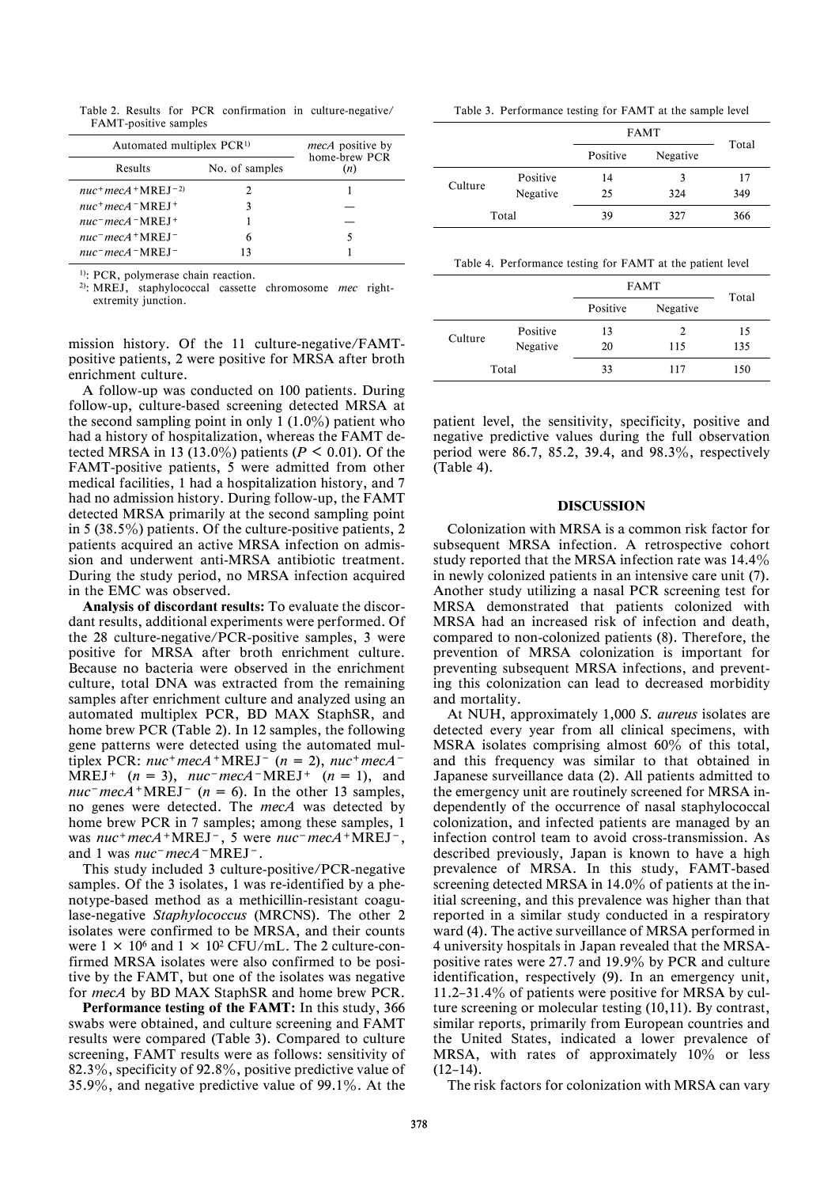Table 2. Results for PCR confirmation in culture-negative/FAMT-positive samples

| Automated multiplex PCR[1)] | | *mecA* positive by home-brew PCR (*n*) |
|---|---|---|
| Results | No. of samples | |
| *nuc*$^+$*mecA*$^+$MREJ$^-$[2)] | 2 | 1 |
| *nuc*$^+$*mecA*$^-$MREJ$^+$ | 3 | — |
| *nuc*$^-$*mecA*$^-$MREJ$^+$ | 1 | — |
| *nuc*$^-$*mecA*$^+$MREJ$^-$ | 6 | 5 |
| *nuc*$^-$*mecA*$^-$MREJ$^-$ | 13 | 1 |

[1)]: PCR, polymerase chain reaction.
[2)]: MREJ, staphylococcal cassette chromosome *mec* right-extremity junction.

mission history. Of the 11 culture-negative/FAMT-positive patients, 2 were positive for MRSA after broth enrichment culture.

A follow-up was conducted on 100 patients. During follow-up, culture-based screening detected MRSA at the second sampling point in only 1 (1.0%) patient who had a history of hospitalization, whereas the FAMT detected MRSA in 13 (13.0%) patients ($P < 0.01$). Of the FAMT-positive patients, 5 were admitted from other medical facilities, 1 had a hospitalization history, and 7 had no admission history. During follow-up, the FAMT detected MRSA primarily at the second sampling point in 5 (38.5%) patients. Of the culture-positive patients, 2 patients acquired an active MRSA infection on admission and underwent anti-MRSA antibiotic treatment. During the study period, no MRSA infection acquired in the EMC was observed.

**Analysis of discordant results:** To evaluate the discordant results, additional experiments were performed. Of the 28 culture-negative/PCR-positive samples, 3 were positive for MRSA after broth enrichment culture. Because no bacteria were observed in the enrichment culture, total DNA was extracted from the remaining samples after enrichment culture and analyzed using an automated multiplex PCR, BD MAX StaphSR, and home brew PCR (Table 2). In 12 samples, the following gene patterns were detected using the automated multiplex PCR: *nuc*$^+$*mecA*$^+$MREJ$^-$ ($n = 2$), *nuc*$^+$*mecA*$^-$MREJ$^+$ ($n = 3$), *nuc*$^-$*mecA*$^-$MREJ$^+$ ($n = 1$), and *nuc*$^-$*mecA*$^+$MREJ$^-$ ($n = 6$). In the other 13 samples, no genes were detected. The *mecA* was detected by home brew PCR in 7 samples; among these samples, 1 was *nuc*$^+$*mecA*$^+$MREJ$^-$, 5 were *nuc*$^-$*mecA*$^+$MREJ$^-$, and 1 was *nuc*$^-$*mecA*$^-$MREJ$^-$.

This study included 3 culture-positive/PCR-negative samples. Of the 3 isolates, 1 was re-identified by a phenotype-based method as a methicillin-resistant coagulase-negative *Staphylococcus* (MRCNS). The other 2 isolates were confirmed to be MRSA, and their counts were $1 \times 10^6$ and $1 \times 10^2$ CFU/mL. The 2 culture-confirmed MRSA isolates were also confirmed to be positive by the FAMT, but one of the isolates was negative for *mecA* by BD MAX StaphSR and home brew PCR.

**Performance testing of the FAMT:** In this study, 366 swabs were obtained, and culture screening and FAMT results were compared (Table 3). Compared to culture screening, FAMT results were as follows: sensitivity of 82.3%, specificity of 92.8%, positive predictive value of 35.9%, and negative predictive value of 99.1%. At the patient level, the sensitivity, specificity, positive and negative predictive values during the full observation period were 86.7, 85.2, 39.4, and 98.3%, respectively (Table 4).

Table 3. Performance testing for FAMT at the sample level

| | | FAMT | | Total |
|---|---|---|---|---|
| | | Positive | Negative | |
| Culture | Positive | 14 | 3 | 17 |
| | Negative | 25 | 324 | 349 |
| Total | | 39 | 327 | 366 |

Table 4. Performance testing for FAMT at the patient level

| | | FAMT | | Total |
|---|---|---|---|---|
| | | Positive | Negative | |
| Culture | Positive | 13 | 2 | 15 |
| | Negative | 20 | 115 | 135 |
| Total | | 33 | 117 | 150 |

## DISCUSSION

Colonization with MRSA is a common risk factor for subsequent MRSA infection. A retrospective cohort study reported that the MRSA infection rate was 14.4% in newly colonized patients in an intensive care unit (7). Another study utilizing a nasal PCR screening test for MRSA demonstrated that patients colonized with MRSA had an increased risk of infection and death, compared to non-colonized patients (8). Therefore, the prevention of MRSA colonization is important for preventing subsequent MRSA infections, and preventing this colonization can lead to decreased morbidity and mortality.

At NUH, approximately 1,000 *S. aureus* isolates are detected every year from all clinical specimens, with MSRA isolates comprising almost 60% of this total, and this frequency was similar to that obtained in Japanese surveillance data (2). All patients admitted to the emergency unit are routinely screened for MRSA independently of the occurrence of nasal staphylococcal colonization, and infected patients are managed by an infection control team to avoid cross-transmission. As described previously, Japan is known to have a high prevalence of MRSA. In this study, FAMT-based screening detected MRSA in 14.0% of patients at the initial screening, and this prevalence was higher than that reported in a similar study conducted in a respiratory ward (4). The active surveillance of MRSA performed in 4 university hospitals in Japan revealed that the MRSA-positive rates were 27.7 and 19.9% by PCR and culture identification, respectively (9). In an emergency unit, 11.2–31.4% of patients were positive for MRSA by culture screening or molecular testing (10,11). By contrast, similar reports, primarily from European countries and the United States, indicated a lower prevalence of MRSA, with rates of approximately 10% or less (12–14).

The risk factors for colonization with MRSA can vary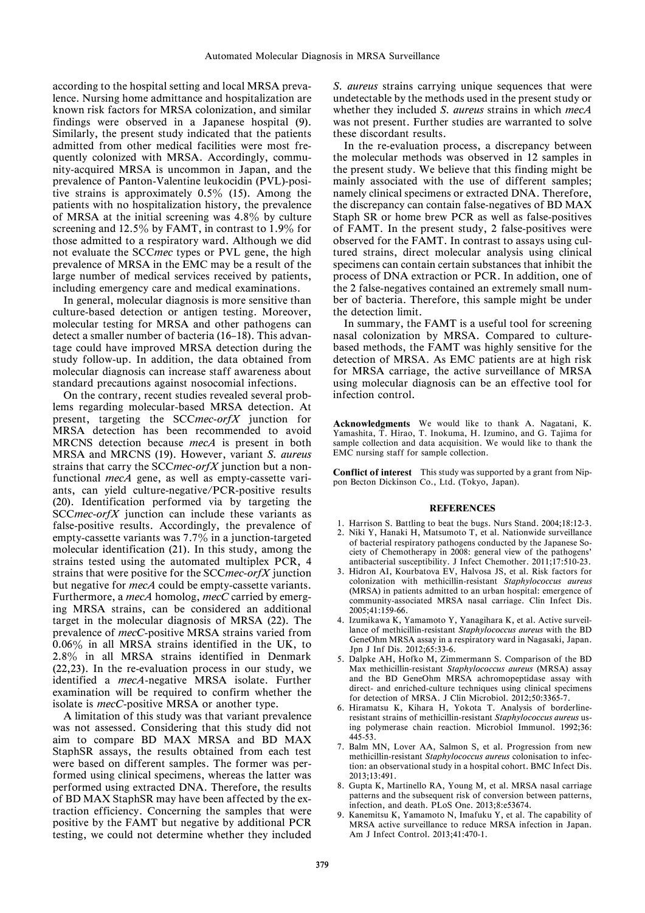according to the hospital setting and local MRSA prevalence. Nursing home admittance and hospitalization are known risk factors for MRSA colonization, and similar findings were observed in a Japanese hospital (9). Similarly, the present study indicated that the patients admitted from other medical facilities were most frequently colonized with MRSA. Accordingly, community-acquired MRSA is uncommon in Japan, and the prevalence of Panton-Valentine leukocidin (PVL)-positive strains is approximately 0.5% (15). Among the patients with no hospitalization history, the prevalence of MRSA at the initial screening was 4.8% by culture screening and 12.5% by FAMT, in contrast to 1.9% for those admitted to a respiratory ward. Although we did not evaluate the SCC*mec* types or PVL gene, the high prevalence of MRSA in the EMC may be a result of the large number of medical services received by patients, including emergency care and medical examinations.

In general, molecular diagnosis is more sensitive than culture-based detection or antigen testing. Moreover, molecular testing for MRSA and other pathogens can detect a smaller number of bacteria (16–18). This advantage could have improved MRSA detection during the study follow-up. In addition, the data obtained from molecular diagnosis can increase staff awareness about standard precautions against nosocomial infections.

On the contrary, recent studies revealed several problems regarding molecular-based MRSA detection. At present, targeting the SCC*mec*-*orfX* junction for MRSA detection has been recommended to avoid MRCNS detection because *mecA* is present in both MRSA and MRCNS (19). However, variant *S. aureus* strains that carry the SCC*mec*-*orfX* junction but a nonfunctional *mecA* gene, as well as empty-cassette variants, can yield culture-negative/PCR-positive results (20). Identification performed via by targeting the SCC*mec*-*orfX* junction can include these variants as false-positive results. Accordingly, the prevalence of empty-cassette variants was 7.7% in a junction-targeted molecular identification (21). In this study, among the strains tested using the automated multiplex PCR, 4 strains that were positive for the SCC*mec*-*orfX* junction but negative for *mecA* could be empty-cassette variants. Furthermore, a *mecA* homolog, *mecC* carried by emerging MRSA strains, can be considered an additional target in the molecular diagnosis of MRSA (22). The prevalence of *mecC*-positive MRSA strains varied from 0.06% in all MRSA strains identified in the UK, to 2.8% in all MRSA strains identified in Denmark (22,23). In the re-evaluation process in our study, we identified a *mecA*-negative MRSA isolate. Further examination will be required to confirm whether the isolate is *mecC*-positive MRSA or another type.

A limitation of this study was that variant prevalence was not assessed. Considering that this study did not aim to compare BD MAX MRSA and BD MAX StaphSR assays, the results obtained from each test were based on different samples. The former was performed using clinical specimens, whereas the latter was performed using extracted DNA. Therefore, the results of BD MAX StaphSR may have been affected by the extraction efficiency. Concerning the samples that were positive by the FAMT but negative by additional PCR testing, we could not determine whether they included *S. aureus* strains carrying unique sequences that were undetectable by the methods used in the present study or whether they included *S. aureus* strains in which *mecA* was not present. Further studies are warranted to solve these discordant results.

In the re-evaluation process, a discrepancy between the molecular methods was observed in 12 samples in the present study. We believe that this finding might be mainly associated with the use of different samples; namely clinical specimens or extracted DNA. Therefore, the discrepancy can contain false-negatives of BD MAX Staph SR or home brew PCR as well as false-positives of FAMT. In the present study, 2 false-positives were observed for the FAMT. In contrast to assays using cultured strains, direct molecular analysis using clinical specimens can contain certain substances that inhibit the process of DNA extraction or PCR. In addition, one of the 2 false-negatives contained an extremely small number of bacteria. Therefore, this sample might be under the detection limit.

In summary, the FAMT is a useful tool for screening nasal colonization by MRSA. Compared to culture-based methods, the FAMT was highly sensitive for the detection of MRSA. As EMC patients are at high risk for MRSA carriage, the active surveillance of MRSA using molecular diagnosis can be an effective tool for infection control.

**Acknowledgments** We would like to thank A. Nagatani, K. Yamashita, T. Hirao, T. Inokuma, H. Izumino, and G. Tajima for sample collection and data acquisition. We would like to thank the EMC nursing staff for sample collection.

**Conflict of interest** This study was supported by a grant from Nippon Becton Dickinson Co., Ltd. (Tokyo, Japan).

## REFERENCES

1. Harrison S. Battling to beat the bugs. Nurs Stand. 2004;18:12-3.
2. Niki Y, Hanaki H, Matsumoto T, et al. Nationwide surveillance of bacterial respiratory pathogens conducted by the Japanese Society of Chemotherapy in 2008: general view of the pathogens' antibacterial susceptibility. J Infect Chemother. 2011;17:510-23.
3. Hidron AI, Kourbatova EV, Halvosa JS, et al. Risk factors for colonization with methicillin-resistant *Staphylococcus aureus* (MRSA) in patients admitted to an urban hospital: emergence of community-associated MRSA nasal carriage. Clin Infect Dis. 2005;41:159-66.
4. Izumikawa K, Yamamoto Y, Yanagihara K, et al. Active surveillance of methicillin-resistant *Staphylococcus aureus* with the BD GeneOhm MRSA assay in a respiratory ward in Nagasaki, Japan. Jpn J Inf Dis. 2012;65:33-6.
5. Dalpke AH, Hofko M, Zimmermann S. Comparison of the BD Max methicillin-resistant *Staphylococcus aureus* (MRSA) assay and the BD GeneOhm MRSA achromopeptidase assay with direct- and enriched-culture techniques using clinical specimens for detection of MRSA. J Clin Microbiol. 2012;50:3365-7.
6. Hiramatsu K, Kihara H, Yokota T. Analysis of borderline-resistant strains of methicillin-resistant *Staphylococcus aureus* using polymerase chain reaction. Microbiol Immunol. 1992;36:445-53.
7. Balm MN, Lover AA, Salmon S, et al. Progression from new methicillin-resistant *Staphylococcus aureus* colonisation to infection: an observational study in a hospital cohort. BMC Infect Dis. 2013;13:491.
8. Gupta K, Martinello RA, Young M, et al. MRSA nasal carriage patterns and the subsequent risk of conversion between patterns, infection, and death. PLoS One. 2013;8:e53674.
9. Kanemitsu K, Yamamoto N, Imafuku Y, et al. The capability of MRSA active surveillance to reduce MRSA infection in Japan. Am J Infect Control. 2013;41:470-1.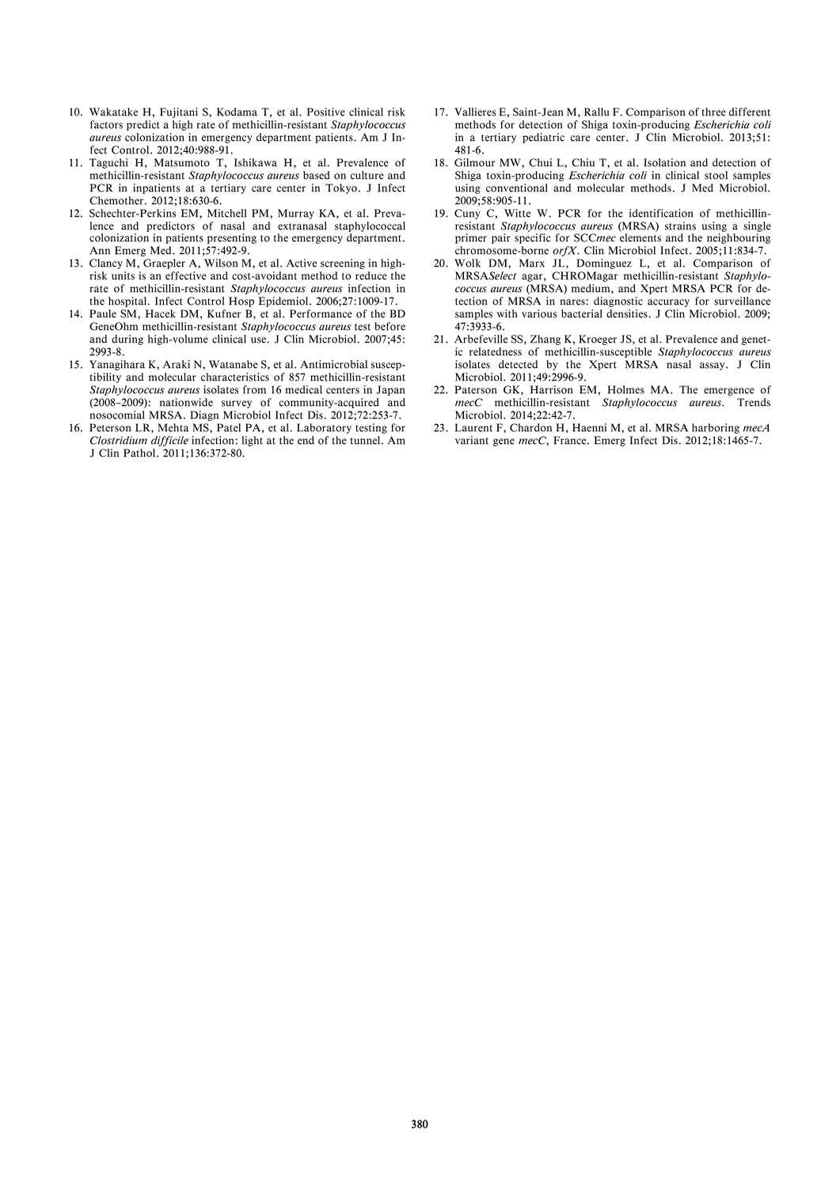10. Wakatake H, Fujitani S, Kodama T, et al. Positive clinical risk factors predict a high rate of methicillin-resistant *Staphylococcus aureus* colonization in emergency department patients. Am J Infect Control. 2012;40:988-91.
11. Taguchi H, Matsumoto T, Ishikawa H, et al. Prevalence of methicillin-resistant *Staphylococcus aureus* based on culture and PCR in inpatients at a tertiary care center in Tokyo. J Infect Chemother. 2012;18:630-6.
12. Schechter-Perkins EM, Mitchell PM, Murray KA, et al. Prevalence and predictors of nasal and extranasal staphylococcal colonization in patients presenting to the emergency department. Ann Emerg Med. 2011;57:492-9.
13. Clancy M, Graepler A, Wilson M, et al. Active screening in high-risk units is an effective and cost-avoidant method to reduce the rate of methicillin-resistant *Staphylococcus aureus* infection in the hospital. Infect Control Hosp Epidemiol. 2006;27:1009-17.
14. Paule SM, Hacek DM, Kufner B, et al. Performance of the BD GeneOhm methicillin-resistant *Staphylococcus aureus* test before and during high-volume clinical use. J Clin Microbiol. 2007;45: 2993-8.
15. Yanagihara K, Araki N, Watanabe S, et al. Antimicrobial susceptibility and molecular characteristics of 857 methicillin-resistant *Staphylococcus aureus* isolates from 16 medical centers in Japan (2008–2009): nationwide survey of community-acquired and nosocomial MRSA. Diagn Microbiol Infect Dis. 2012;72:253-7.
16. Peterson LR, Mehta MS, Patel PA, et al. Laboratory testing for *Clostridium difficile* infection: light at the end of the tunnel. Am J Clin Pathol. 2011;136:372-80.
17. Vallieres E, Saint-Jean M, Rallu F. Comparison of three different methods for detection of Shiga toxin-producing *Escherichia coli* in a tertiary pediatric care center. J Clin Microbiol. 2013;51: 481-6.
18. Gilmour MW, Chui L, Chiu T, et al. Isolation and detection of Shiga toxin-producing *Escherichia coli* in clinical stool samples using conventional and molecular methods. J Med Microbiol. 2009;58:905-11.
19. Cuny C, Witte W. PCR for the identification of methicillin-resistant *Staphylococcus aureus* (MRSA) strains using a single primer pair specific for SCC*mec* elements and the neighbouring chromosome-borne *orfX*. Clin Microbiol Infect. 2005;11:834-7.
20. Wolk DM, Marx JL, Dominguez L, et al. Comparison of MRSA*Select* agar, CHROMagar methicillin-resistant *Staphylococcus aureus* (MRSA) medium, and Xpert MRSA PCR for detection of MRSA in nares: diagnostic accuracy for surveillance samples with various bacterial densities. J Clin Microbiol. 2009; 47:3933-6.
21. Arbefeville SS, Zhang K, Kroeger JS, et al. Prevalence and genetic relatedness of methicillin-susceptible *Staphylococcus aureus* isolates detected by the Xpert MRSA nasal assay. J Clin Microbiol. 2011;49:2996-9.
22. Paterson GK, Harrison EM, Holmes MA. The emergence of *mecC* methicillin-resistant *Staphylococcus aureus*. Trends Microbiol. 2014;22:42-7.
23. Laurent F, Chardon H, Haenni M, et al. MRSA harboring *mecA* variant gene *mecC*, France. Emerg Infect Dis. 2012;18:1465-7.